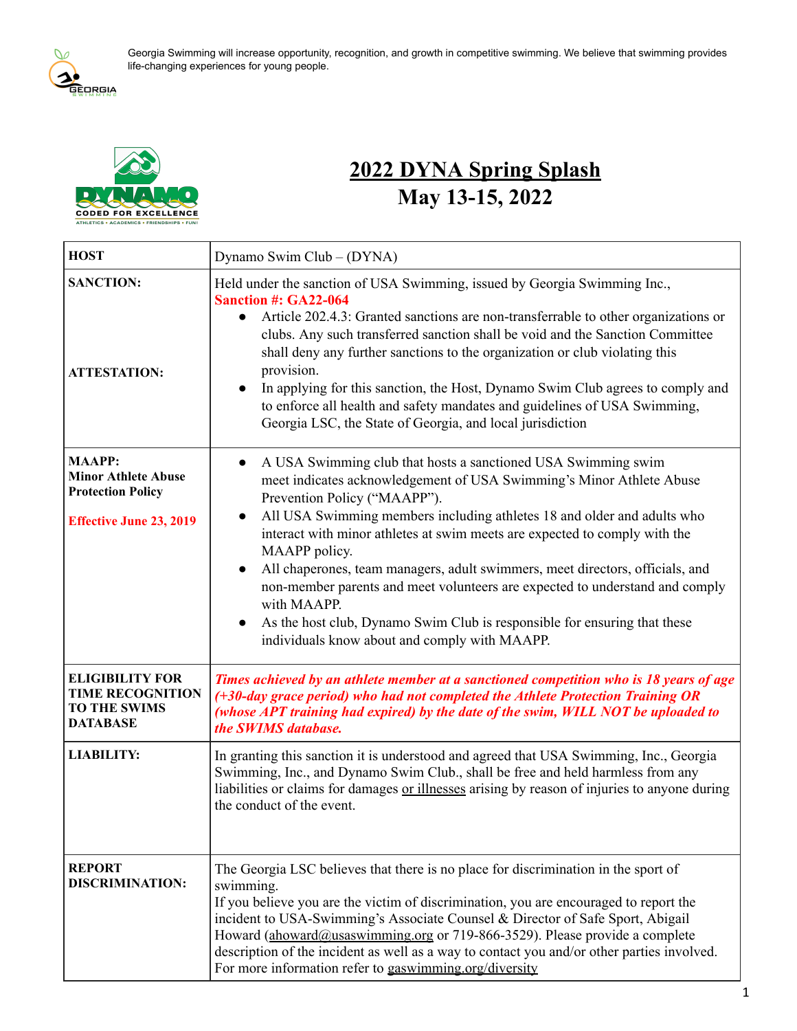Georgia Swimming will increase opportunity, recognition, and growth in competitive swimming. We believe that swimming provides life-changing experiences for young people.

# 2022 DYNA Spring Splash
## May 13-15, 2022

| **HOST** | Dynamo Swim Club – (DYNA) |
|---|---|
| **SANCTION:** <br><br> **ATTESTATION:** | Held under the sanction of USA Swimming, issued by Georgia Swimming Inc., **Sanction #: GA22-064** <br>● Article 202.4.3: Granted sanctions are non-transferrable to other organizations or clubs. Any such transferred sanction shall be void and the Sanction Committee shall deny any further sanctions to the organization or club violating this provision. <br>● In applying for this sanction, the Host, Dynamo Swim Club agrees to comply and to enforce all health and safety mandates and guidelines of USA Swimming, Georgia LSC, the State of Georgia, and local jurisdiction |
| **MAAPP: Minor Athlete Abuse Protection Policy** <br><br> **Effective June 23, 2019** | ● A USA Swimming club that hosts a sanctioned USA Swimming swim meet indicates acknowledgement of USA Swimming's Minor Athlete Abuse Prevention Policy ("MAAPP"). <br>● All USA Swimming members including athletes 18 and older and adults who interact with minor athletes at swim meets are expected to comply with the MAAPP policy. <br>● All chaperones, team managers, adult swimmers, meet directors, officials, and non-member parents and meet volunteers are expected to understand and comply with MAAPP. <br>● As the host club, Dynamo Swim Club is responsible for ensuring that these individuals know about and comply with MAAPP. |
| **ELIGIBILITY FOR TIME RECOGNITION TO THE SWIMS DATABASE** | ***Times achieved by an athlete member at a sanctioned competition who is 18 years of age (+30-day grace period) who had not completed the Athlete Protection Training OR (whose APT training had expired) by the date of the swim, WILL NOT be uploaded to the SWIMS database.*** |
| **LIABILITY:** | In granting this sanction it is understood and agreed that USA Swimming, Inc., Georgia Swimming, Inc., and Dynamo Swim Club., shall be free and held harmless from any liabilities or claims for damages or illnesses arising by reason of injuries to anyone during the conduct of the event. |
| **REPORT DISCRIMINATION:** | The Georgia LSC believes that there is no place for discrimination in the sport of swimming. <br>If you believe you are the victim of discrimination, you are encouraged to report the incident to USA-Swimming's Associate Counsel & Director of Safe Sport, Abigail Howard (ahoward@usaswimming.org or 719-866-3529). Please provide a complete description of the incident as well as a way to contact you and/or other parties involved. For more information refer to gaswimming.org/diversity |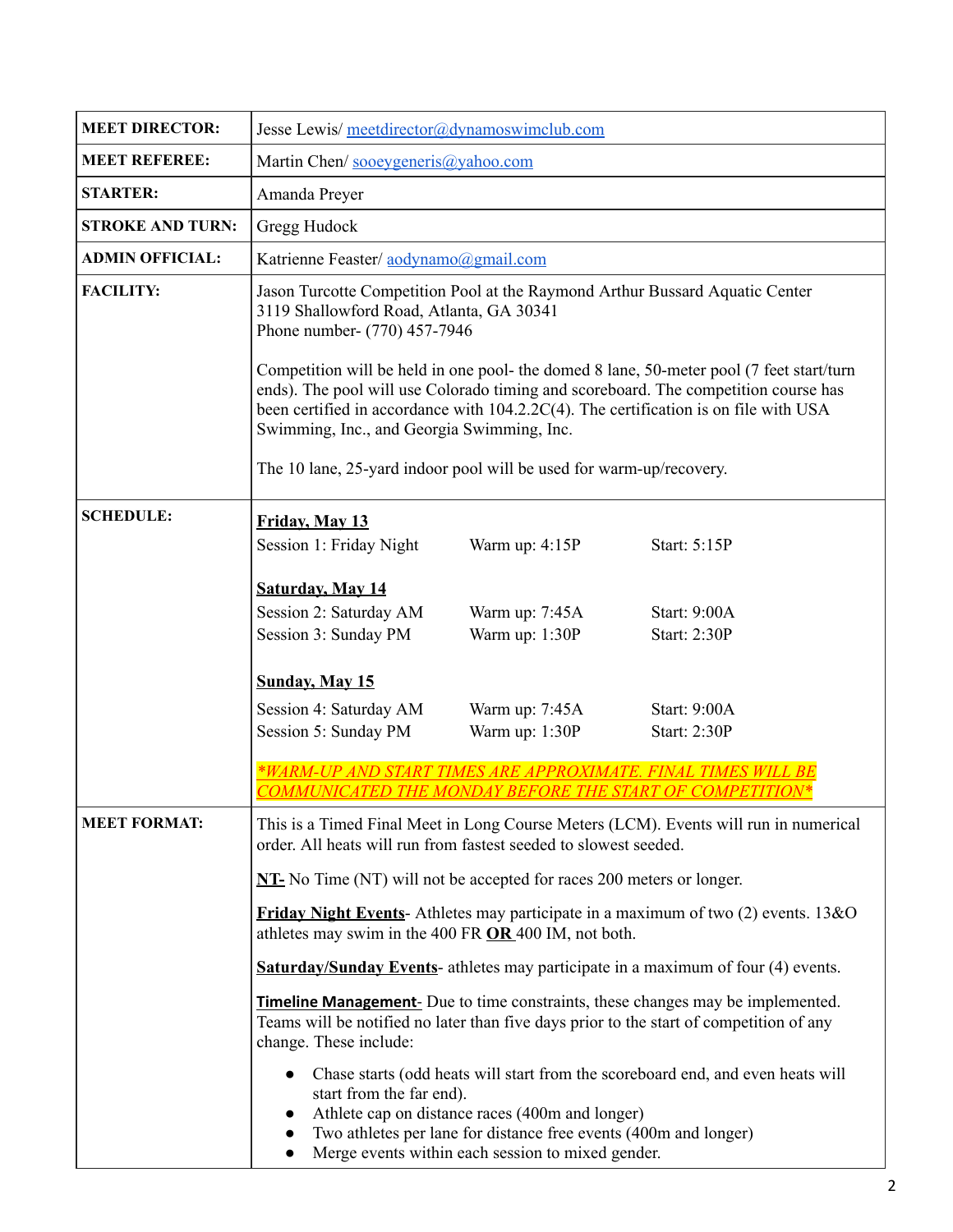| | |
|---|---|
| **MEET DIRECTOR:** | Jesse Lewis/ meetdirector@dynamoswimclub.com |
| **MEET REFEREE:** | Martin Chen/ sooeygeneris@yahoo.com |
| **STARTER:** | Amanda Preyer |
| **STROKE AND TURN:** | Gregg Hudock |
| **ADMIN OFFICIAL:** | Katrienne Feaster/ aodynamo@gmail.com |
| **FACILITY:** | Jason Turcotte Competition Pool at the Raymond Arthur Bussard Aquatic Center<br>3119 Shallowford Road, Atlanta, GA 30341<br>Phone number- (770) 457-7946<br><br>Competition will be held in one pool- the domed 8 lane, 50-meter pool (7 feet start/turn ends). The pool will use Colorado timing and scoreboard. The competition course has been certified in accordance with 104.2.2C(4). The certification is on file with USA Swimming, Inc., and Georgia Swimming, Inc.<br><br>The 10 lane, 25-yard indoor pool will be used for warm-up/recovery. |
| **SCHEDULE:** | **Friday, May 13**<br>Session 1: Friday Night — Warm up: 4:15P — Start: 5:15P<br><br>**Saturday, May 14**<br>Session 2: Saturday AM — Warm up: 7:45A — Start: 9:00A<br>Session 3: Sunday PM — Warm up: 1:30P — Start: 2:30P<br><br>**Sunday, May 15**<br>Session 4: Saturday AM — Warm up: 7:45A — Start: 9:00A<br>Session 5: Sunday PM — Warm up: 1:30P — Start: 2:30P<br><br>*\*WARM-UP AND START TIMES ARE APPROXIMATE. FINAL TIMES WILL BE COMMUNICATED THE MONDAY BEFORE THE START OF COMPETITION\** |
| **MEET FORMAT:** | This is a Timed Final Meet in Long Course Meters (LCM). Events will run in numerical order. All heats will run from fastest seeded to slowest seeded.<br><br>**NT-** No Time (NT) will not be accepted for races 200 meters or longer.<br><br>**Friday Night Events**- Athletes may participate in a maximum of two (2) events. 13&O athletes may swim in the 400 FR **OR** 400 IM, not both.<br><br>**Saturday/Sunday Events**- athletes may participate in a maximum of four (4) events.<br><br>**Timeline Management**- Due to time constraints, these changes may be implemented. Teams will be notified no later than five days prior to the start of competition of any change. These include:<br>• Chase starts (odd heats will start from the scoreboard end, and even heats will start from the far end).<br>• Athlete cap on distance races (400m and longer)<br>• Two athletes per lane for distance free events (400m and longer)<br>• Merge events within each session to mixed gender. |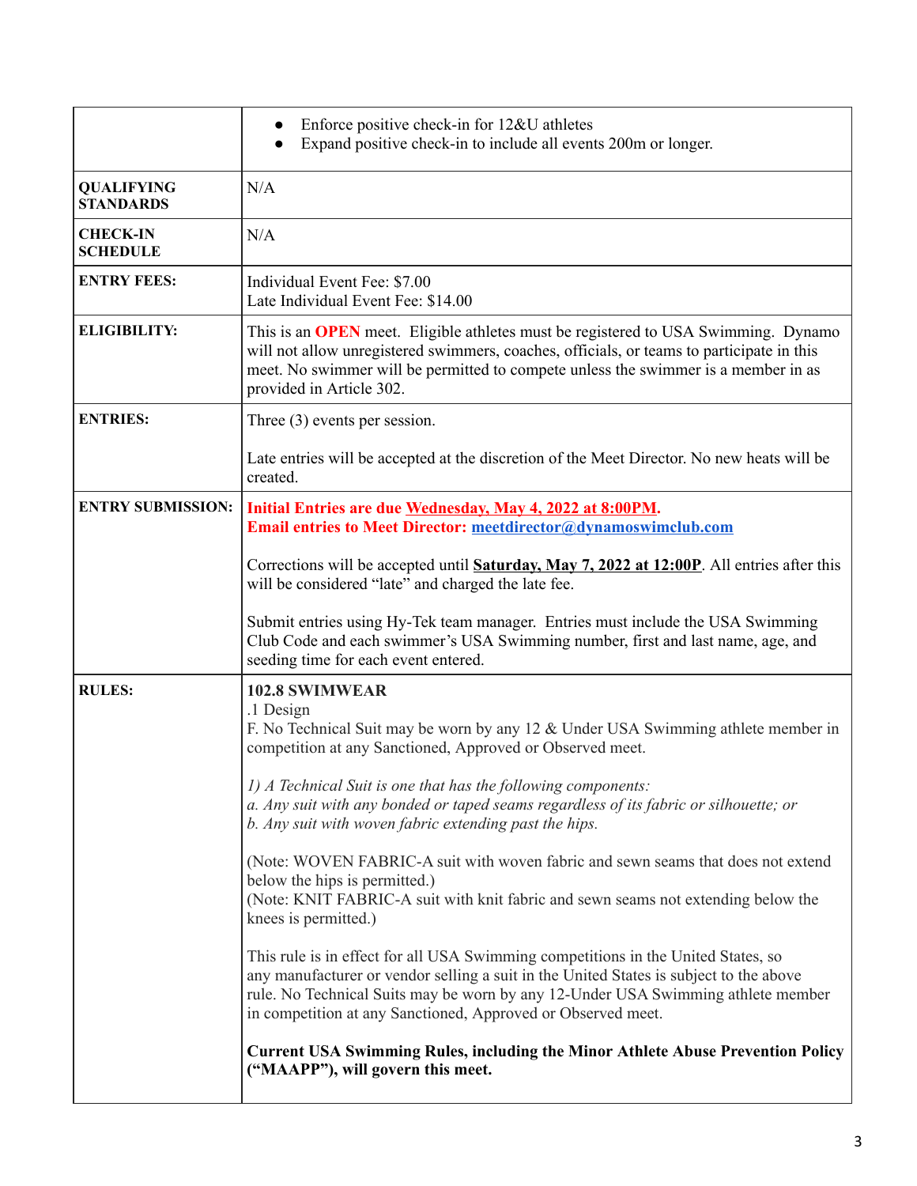| | |
|---|---|
| | • Enforce positive check-in for 12&U athletes<br>• Expand positive check-in to include all events 200m or longer. |
| **QUALIFYING STANDARDS** | N/A |
| **CHECK-IN SCHEDULE** | N/A |
| **ENTRY FEES:** | Individual Event Fee: $7.00<br>Late Individual Event Fee: $14.00 |
| **ELIGIBILITY:** | This is an **OPEN** meet. Eligible athletes must be registered to USA Swimming. Dynamo will not allow unregistered swimmers, coaches, officials, or teams to participate in this meet. No swimmer will be permitted to compete unless the swimmer is a member in as provided in Article 302. |
| **ENTRIES:** | Three (3) events per session.<br><br>Late entries will be accepted at the discretion of the Meet Director. No new heats will be created. |
| **ENTRY SUBMISSION:** | **Initial Entries are due Wednesday, May 4, 2022 at 8:00PM.**<br>**Email entries to Meet Director: meetdirector@dynamoswimclub.com**<br><br>Corrections will be accepted until **Saturday, May 7, 2022 at 12:00P**. All entries after this will be considered "late" and charged the late fee.<br><br>Submit entries using Hy-Tek team manager. Entries must include the USA Swimming Club Code and each swimmer's USA Swimming number, first and last name, age, and seeding time for each event entered. |
| **RULES:** | **102.8 SWIMWEAR**<br>.1 Design<br>F. No Technical Suit may be worn by any 12 & Under USA Swimming athlete member in competition at any Sanctioned, Approved or Observed meet.<br><br>*1) A Technical Suit is one that has the following components:*<br>*a. Any suit with any bonded or taped seams regardless of its fabric or silhouette; or*<br>*b. Any suit with woven fabric extending past the hips.*<br><br>(Note: WOVEN FABRIC-A suit with woven fabric and sewn seams that does not extend below the hips is permitted.)<br>(Note: KNIT FABRIC-A suit with knit fabric and sewn seams not extending below the knees is permitted.)<br><br>This rule is in effect for all USA Swimming competitions in the United States, so any manufacturer or vendor selling a suit in the United States is subject to the above rule. No Technical Suits may be worn by any 12-Under USA Swimming athlete member in competition at any Sanctioned, Approved or Observed meet.<br><br>**Current USA Swimming Rules, including the Minor Athlete Abuse Prevention Policy ("MAAPP"), will govern this meet.** |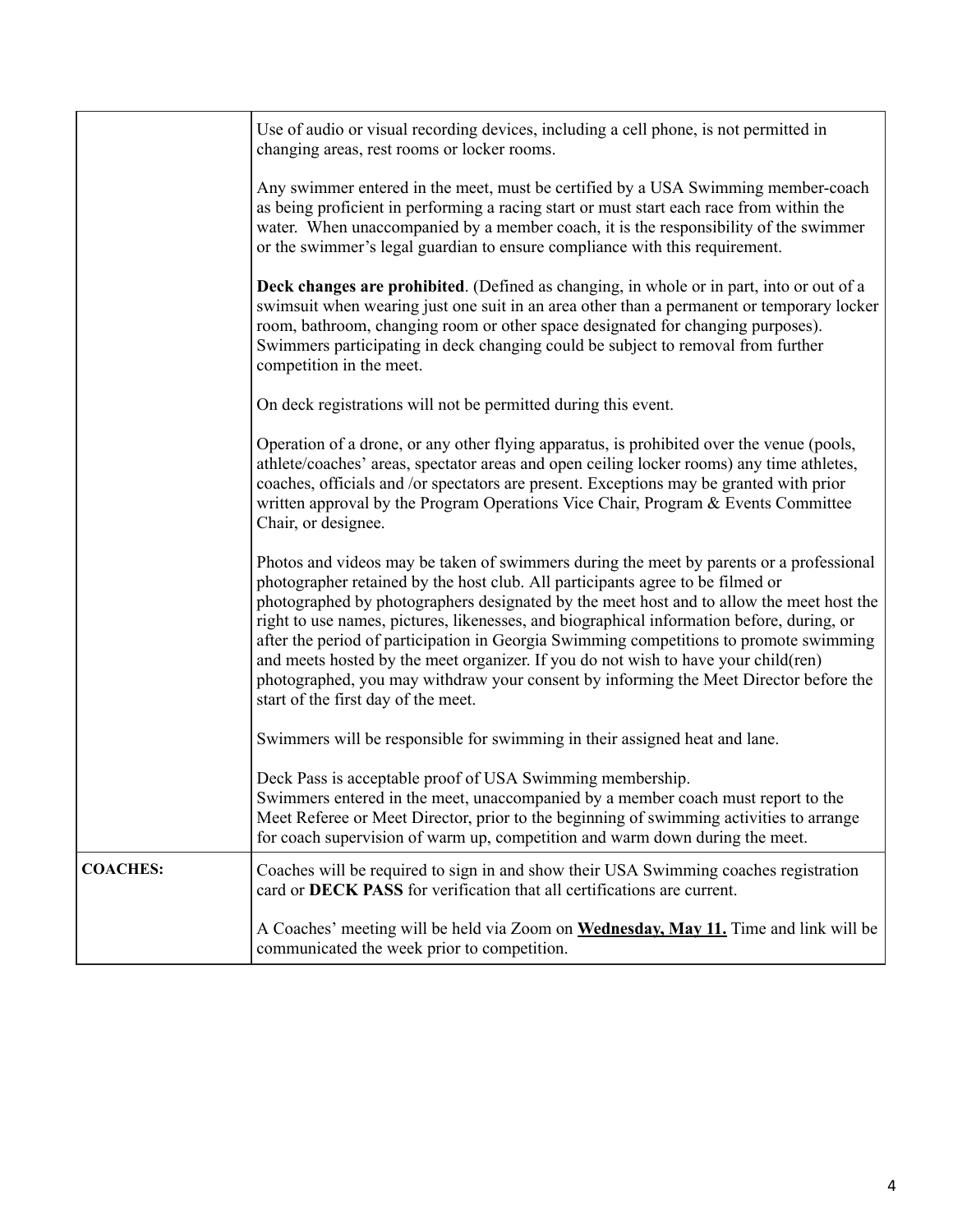| | |
|---|---|
| | Use of audio or visual recording devices, including a cell phone, is not permitted in changing areas, rest rooms or locker rooms.<br><br>Any swimmer entered in the meet, must be certified by a USA Swimming member-coach as being proficient in performing a racing start or must start each race from within the water. When unaccompanied by a member coach, it is the responsibility of the swimmer or the swimmer's legal guardian to ensure compliance with this requirement.<br><br>**Deck changes are prohibited**. (Defined as changing, in whole or in part, into or out of a swimsuit when wearing just one suit in an area other than a permanent or temporary locker room, bathroom, changing room or other space designated for changing purposes). Swimmers participating in deck changing could be subject to removal from further competition in the meet.<br><br>On deck registrations will not be permitted during this event.<br><br>Operation of a drone, or any other flying apparatus, is prohibited over the venue (pools, athlete/coaches' areas, spectator areas and open ceiling locker rooms) any time athletes, coaches, officials and /or spectators are present. Exceptions may be granted with prior written approval by the Program Operations Vice Chair, Program & Events Committee Chair, or designee.<br><br>Photos and videos may be taken of swimmers during the meet by parents or a professional photographer retained by the host club. All participants agree to be filmed or photographed by photographers designated by the meet host and to allow the meet host the right to use names, pictures, likenesses, and biographical information before, during, or after the period of participation in Georgia Swimming competitions to promote swimming and meets hosted by the meet organizer. If you do not wish to have your child(ren) photographed, you may withdraw your consent by informing the Meet Director before the start of the first day of the meet.<br><br>Swimmers will be responsible for swimming in their assigned heat and lane.<br><br>Deck Pass is acceptable proof of USA Swimming membership.<br>Swimmers entered in the meet, unaccompanied by a member coach must report to the Meet Referee or Meet Director, prior to the beginning of swimming activities to arrange for coach supervision of warm up, competition and warm down during the meet. |
| **COACHES:** | Coaches will be required to sign in and show their USA Swimming coaches registration card or **DECK PASS** for verification that all certifications are current.<br><br>A Coaches' meeting will be held via Zoom on **Wednesday, May 11.** Time and link will be communicated the week prior to competition. |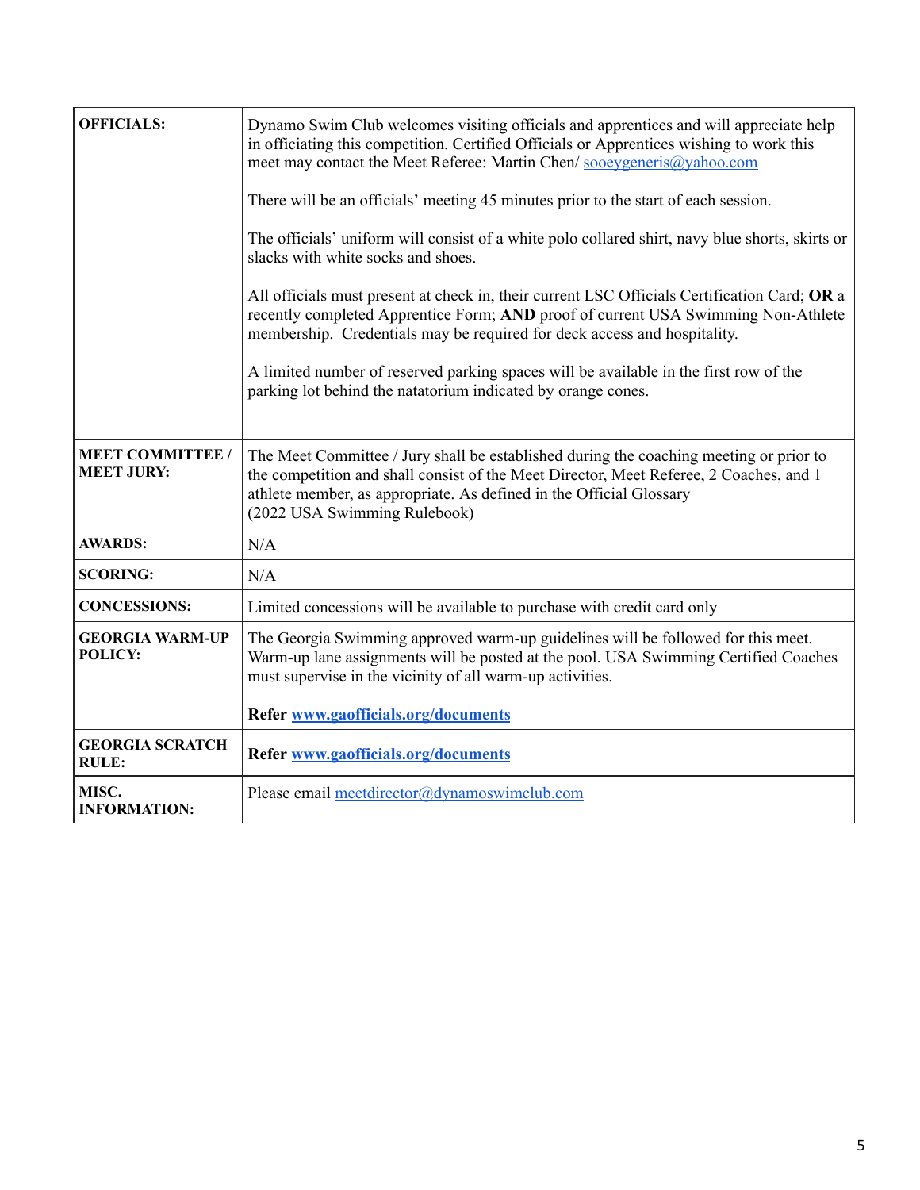| | |
|---|---|
| **OFFICIALS:** | Dynamo Swim Club welcomes visiting officials and apprentices and will appreciate help in officiating this competition. Certified Officials or Apprentices wishing to work this meet may contact the Meet Referee: Martin Chen/ sooeygeneris@yahoo.com<br><br>There will be an officials' meeting 45 minutes prior to the start of each session.<br><br>The officials' uniform will consist of a white polo collared shirt, navy blue shorts, skirts or slacks with white socks and shoes.<br><br>All officials must present at check in, their current LSC Officials Certification Card; **OR** a recently completed Apprentice Form; **AND** proof of current USA Swimming Non-Athlete membership. Credentials may be required for deck access and hospitality.<br><br>A limited number of reserved parking spaces will be available in the first row of the parking lot behind the natatorium indicated by orange cones. |
| **MEET COMMITTEE / MEET JURY:** | The Meet Committee / Jury shall be established during the coaching meeting or prior to the competition and shall consist of the Meet Director, Meet Referee, 2 Coaches, and 1 athlete member, as appropriate. As defined in the Official Glossary (2022 USA Swimming Rulebook) |
| **AWARDS:** | N/A |
| **SCORING:** | N/A |
| **CONCESSIONS:** | Limited concessions will be available to purchase with credit card only |
| **GEORGIA WARM-UP POLICY:** | The Georgia Swimming approved warm-up guidelines will be followed for this meet. Warm-up lane assignments will be posted at the pool. USA Swimming Certified Coaches must supervise in the vicinity of all warm-up activities.<br><br>**Refer www.gaofficials.org/documents** |
| **GEORGIA SCRATCH RULE:** | **Refer www.gaofficials.org/documents** |
| **MISC. INFORMATION:** | Please email meetdirector@dynamoswimclub.com |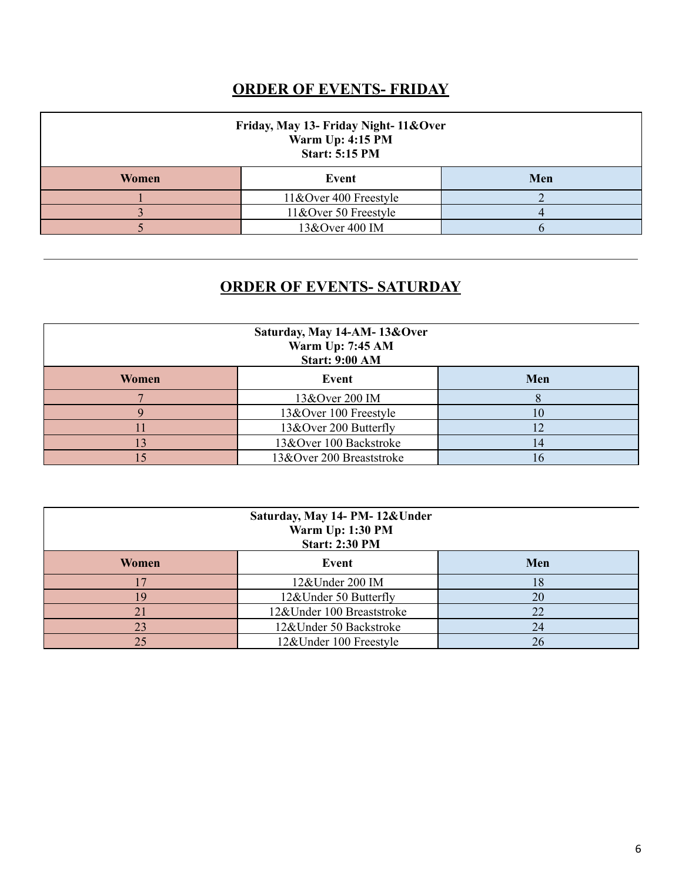## ORDER OF EVENTS- FRIDAY

| Friday, May 13- Friday Night- 11&Over<br>Warm Up: 4:15 PM<br>Start: 5:15 PM | | |
|---|---|---|
| **Women** | **Event** | **Men** |
| 1 | 11&Over 400 Freestyle | 2 |
| 3 | 11&Over 50 Freestyle | 4 |
| 5 | 13&Over 400 IM | 6 |

---

## ORDER OF EVENTS- SATURDAY

| Saturday, May 14-AM- 13&Over<br>Warm Up: 7:45 AM<br>Start: 9:00 AM | | |
|---|---|---|
| **Women** | **Event** | **Men** |
| 7 | 13&Over 200 IM | 8 |
| 9 | 13&Over 100 Freestyle | 10 |
| 11 | 13&Over 200 Butterfly | 12 |
| 13 | 13&Over 100 Backstroke | 14 |
| 15 | 13&Over 200 Breaststroke | 16 |

| Saturday, May 14- PM- 12&Under<br>Warm Up: 1:30 PM<br>Start: 2:30 PM | | |
|---|---|---|
| **Women** | **Event** | **Men** |
| 17 | 12&Under 200 IM | 18 |
| 19 | 12&Under 50 Butterfly | 20 |
| 21 | 12&Under 100 Breaststroke | 22 |
| 23 | 12&Under 50 Backstroke | 24 |
| 25 | 12&Under 100 Freestyle | 26 |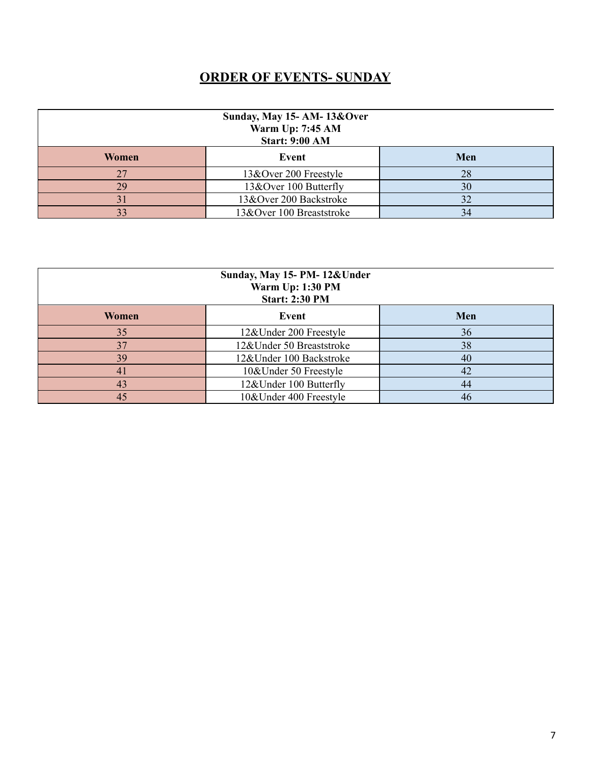# ORDER OF EVENTS- SUNDAY

| Sunday, May 15- AM- 13&Over<br>Warm Up: 7:45 AM<br>Start: 9:00 AM | | |
|---|---|---|
| **Women** | **Event** | **Men** |
| 27 | 13&Over 200 Freestyle | 28 |
| 29 | 13&Over 100 Butterfly | 30 |
| 31 | 13&Over 200 Backstroke | 32 |
| 33 | 13&Over 100 Breaststroke | 34 |

| Sunday, May 15- PM- 12&Under<br>Warm Up: 1:30 PM<br>Start: 2:30 PM | | |
|---|---|---|
| **Women** | **Event** | **Men** |
| 35 | 12&Under 200 Freestyle | 36 |
| 37 | 12&Under 50 Breaststroke | 38 |
| 39 | 12&Under 100 Backstroke | 40 |
| 41 | 10&Under 50 Freestyle | 42 |
| 43 | 12&Under 100 Butterfly | 44 |
| 45 | 10&Under 400 Freestyle | 46 |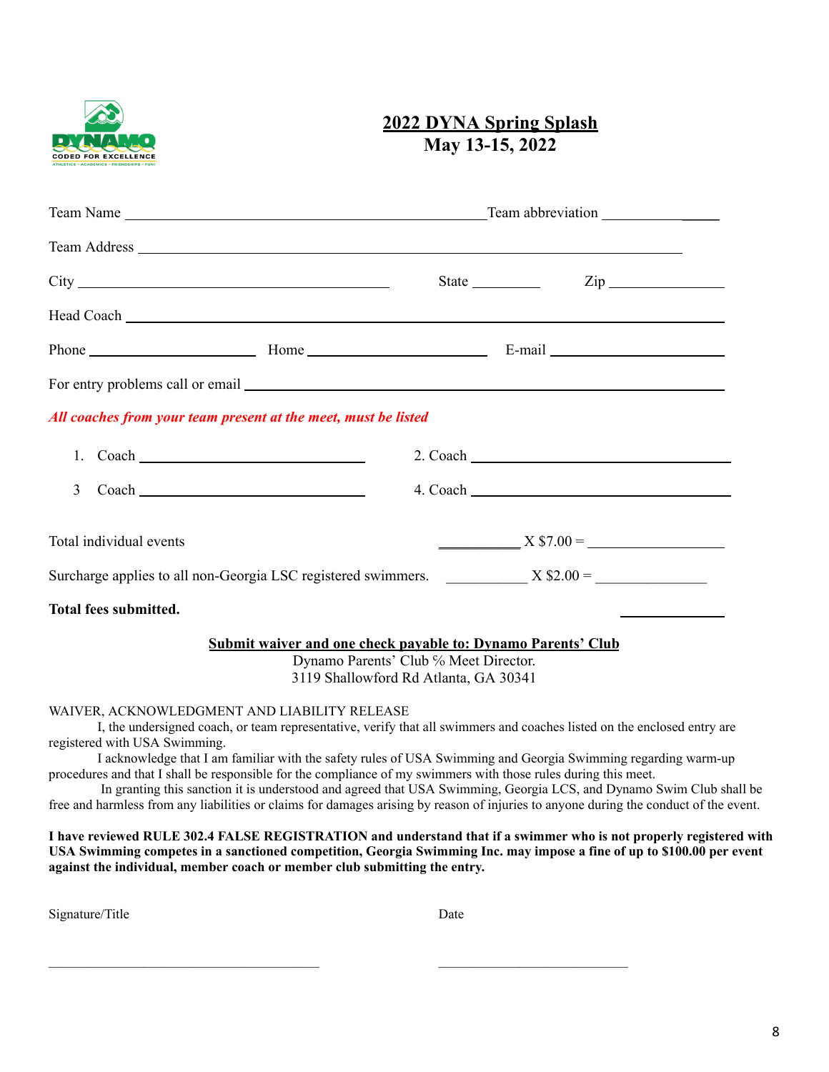# 2022 DYNA Spring Splash
## May 13-15, 2022

Team Name ______________________________________________ Team abbreviation ______________

Team Address ______________________________________________________________________

City ________________________________________ State __________ Zip ________________

Head Coach ________________________________________________________________________

Phone ______________________ Home ________________________ E-mail ______________________

For entry problems call or email _______________________________________________________

*All coaches from your team present at the meet, must be listed*

1. Coach ______________________________ 2. Coach ___________________________________

3 Coach ______________________________ 4. Coach ___________________________________

Total individual events ___________ X $7.00 = ___________________

Surcharge applies to all non-Georgia LSC registered swimmers. ___________ X $2.00 = _______________

**Total fees submitted.** ______________

**Submit waiver and one check payable to: Dynamo Parents' Club**
Dynamo Parents' Club % Meet Director.
3119 Shallowford Rd Atlanta, GA 30341

WAIVER, ACKNOWLEDGMENT AND LIABILITY RELEASE

I, the undersigned coach, or team representative, verify that all swimmers and coaches listed on the enclosed entry are registered with USA Swimming.

I acknowledge that I am familiar with the safety rules of USA Swimming and Georgia Swimming regarding warm-up procedures and that I shall be responsible for the compliance of my swimmers with those rules during this meet.

In granting this sanction it is understood and agreed that USA Swimming, Georgia LCS, and Dynamo Swim Club shall be free and harmless from any liabilities or claims for damages arising by reason of injuries to anyone during the conduct of the event.

**I have reviewed RULE 302.4 FALSE REGISTRATION and understand that if a swimmer who is not properly registered with USA Swimming competes in a sanctioned competition, Georgia Swimming Inc. may impose a fine of up to $100.00 per event against the individual, member coach or member club submitting the entry.**

Signature/Title _______________________________ Date _______________________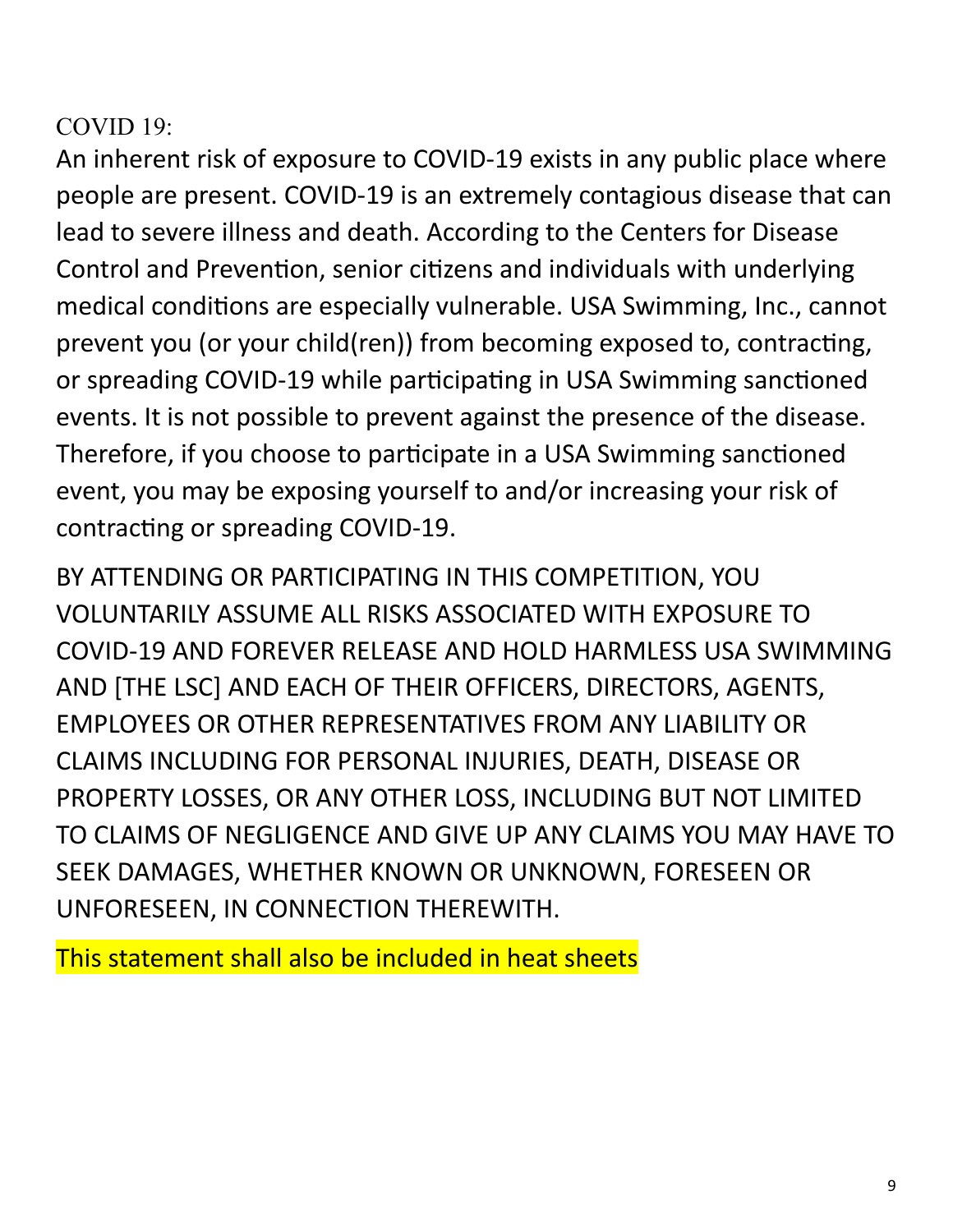COVID 19:

An inherent risk of exposure to COVID-19 exists in any public place where people are present. COVID-19 is an extremely contagious disease that can lead to severe illness and death. According to the Centers for Disease Control and Prevention, senior citizens and individuals with underlying medical conditions are especially vulnerable. USA Swimming, Inc., cannot prevent you (or your child(ren)) from becoming exposed to, contracting, or spreading COVID-19 while participating in USA Swimming sanctioned events. It is not possible to prevent against the presence of the disease. Therefore, if you choose to participate in a USA Swimming sanctioned event, you may be exposing yourself to and/or increasing your risk of contracting or spreading COVID-19.

BY ATTENDING OR PARTICIPATING IN THIS COMPETITION, YOU VOLUNTARILY ASSUME ALL RISKS ASSOCIATED WITH EXPOSURE TO COVID-19 AND FOREVER RELEASE AND HOLD HARMLESS USA SWIMMING AND [THE LSC] AND EACH OF THEIR OFFICERS, DIRECTORS, AGENTS, EMPLOYEES OR OTHER REPRESENTATIVES FROM ANY LIABILITY OR CLAIMS INCLUDING FOR PERSONAL INJURIES, DEATH, DISEASE OR PROPERTY LOSSES, OR ANY OTHER LOSS, INCLUDING BUT NOT LIMITED TO CLAIMS OF NEGLIGENCE AND GIVE UP ANY CLAIMS YOU MAY HAVE TO SEEK DAMAGES, WHETHER KNOWN OR UNKNOWN, FORESEEN OR UNFORESEEN, IN CONNECTION THEREWITH.

This statement shall also be included in heat sheets